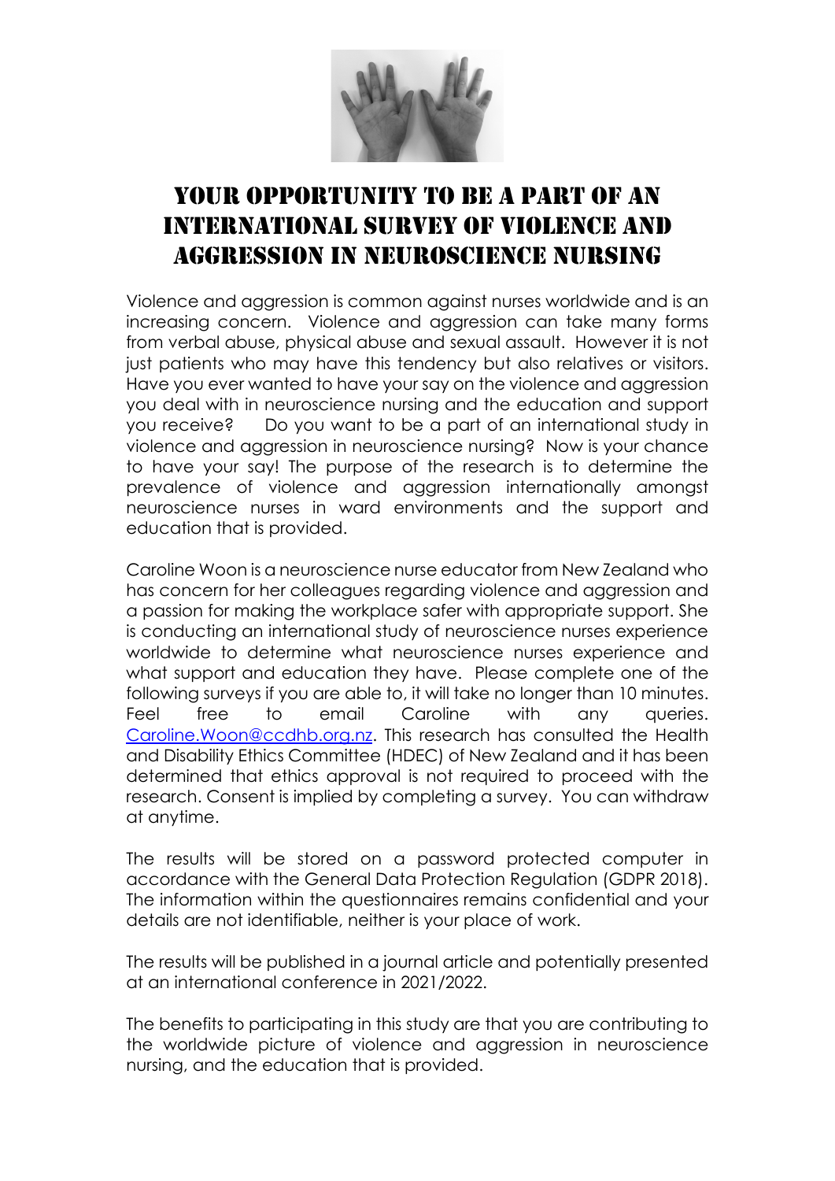# YOUR OPPORTUNITY TO BE A PART OF AN INTERNATIONAL SURVEY OF VIOLENCE AND AGGRESSION IN NEUROSCIENCE NURSING

Violence and aggression is common against nurses worldwide and is an increasing concern. Violence and aggression can take many forms from verbal abuse, physical abuse and sexual assault. However it is not just patients who may have this tendency but also relatives or visitors. Have you ever wanted to have your say on the violence and aggression you deal with in neuroscience nursing and the education and support you receive? Do you want to be a part of an international study in violence and aggression in neuroscience nursing? Now is your chance to have your say! The purpose of the research is to determine the prevalence of violence and aggression internationally amongst neuroscience nurses in ward environments and the support and education that is provided.

Caroline Woon is a neuroscience nurse educator from New Zealand who has concern for her colleagues regarding violence and aggression and a passion for making the workplace safer with appropriate support. She is conducting an international study of neuroscience nurses experience worldwide to determine what neuroscience nurses experience and what support and education they have. Please complete one of the following surveys if you are able to, it will take no longer than 10 minutes. Feel free to email Caroline with any queries. Caroline.Woon@ccdhb.org.nz. This research has consulted the Health and Disability Ethics Committee (HDEC) of New Zealand and it has been determined that ethics approval is not required to proceed with the research. Consent is implied by completing a survey. You can withdraw at anytime.

The results will be stored on a password protected computer in accordance with the General Data Protection Regulation (GDPR 2018). The information within the questionnaires remains confidential and your details are not identifiable, neither is your place of work.

The results will be published in a journal article and potentially presented at an international conference in 2021/2022.

The benefits to participating in this study are that you are contributing to the worldwide picture of violence and aggression in neuroscience nursing, and the education that is provided.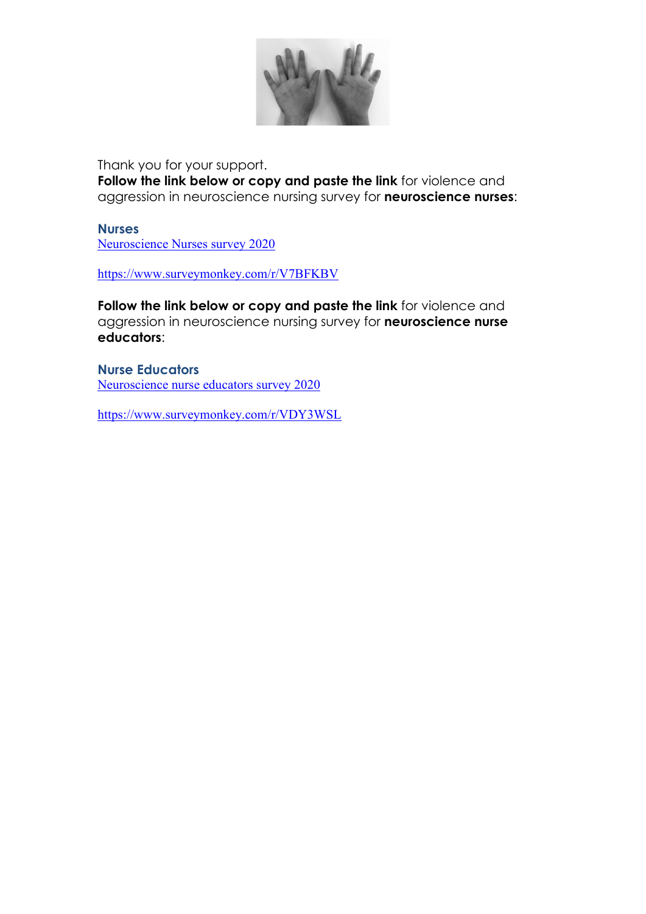Thank you for your support.
**Follow the link below or copy and paste the link** for violence and aggression in neuroscience nursing survey for **neuroscience nurses**:

### Nurses

Neuroscience Nurses survey 2020

https://www.surveymonkey.com/r/V7BFKBV

**Follow the link below or copy and paste the link** for violence and aggression in neuroscience nursing survey for **neuroscience nurse educators**:

### Nurse Educators

Neuroscience nurse educators survey 2020

https://www.surveymonkey.com/r/VDY3WSL